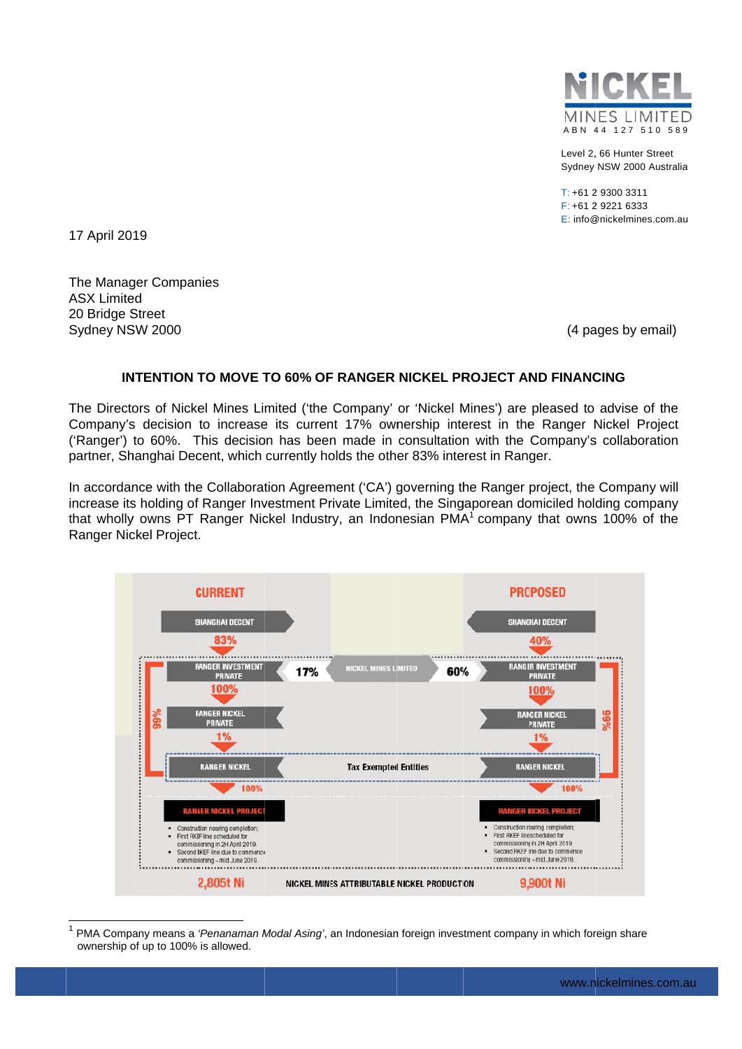17 April 2019

The Manager Companies
ASX Limited
20 Bridge Street
Sydney NSW 2000

(4 pages by email)

**INTENTION TO MOVE TO 60% OF RANGER NICKEL PROJECT AND FINANCING**

The Directors of Nickel Mines Limited ('the Company' or 'Nickel Mines') are pleased to advise of the Company's decision to increase its current 17% ownership interest in the Ranger Nickel Project ('Ranger') to 60%. This decision has been made in consultation with the Company's collaboration partner, Shanghai Decent, which currently holds the other 83% interest in Ranger.

In accordance with the Collaboration Agreement ('CA') governing the Ranger project, the Company will increase its holding of Ranger Investment Private Limited, the Singaporean domiciled holding company that wholly owns PT Ranger Nickel Industry, an Indonesian PMA[1] company that owns 100% of the Ranger Nickel Project.

| CURRENT | | PROPOSED |
|---|---|---|
| Shanghai Decent 83% → Ranger Investment Private | Nickel Mines Limited: 17% (current) / 60% (proposed) | Shanghai Decent 40% → Ranger Investment Private |
| Ranger Investment Private 100% → Ranger Nickel Private | | Ranger Investment Private 100% → Ranger Nickel Private |
| Ranger Nickel Private 1% → Ranger Nickel (Ranger Investment Private 99%) | Tax Exempted Entities | Ranger Nickel Private 1% → Ranger Nickel (Ranger Investment Private 99%) |
| Ranger Nickel 100% → Ranger Nickel Project | | Ranger Nickel 100% → Ranger Nickel Project |
| • Construction nearing completion; • First RKEF line scheduled for commissioning in 2H April 2019. • Second RKEF line due to commence commissioning ~mid June 2019. | | • Construction nearing completion; • First RKEF line scheduled for commissioning in 2H April 2019. • Second RKEF line due to commence commissioning ~mid June 2019. |
| 2,805t Ni | NICKEL MINES ATTRIBUTABLE NICKEL PRODUCTION | 9,900t Ni |

[1] PMA Company means a *'Penanaman Modal Asing'*, an Indonesian foreign investment company in which foreign share ownership of up to 100% is allowed.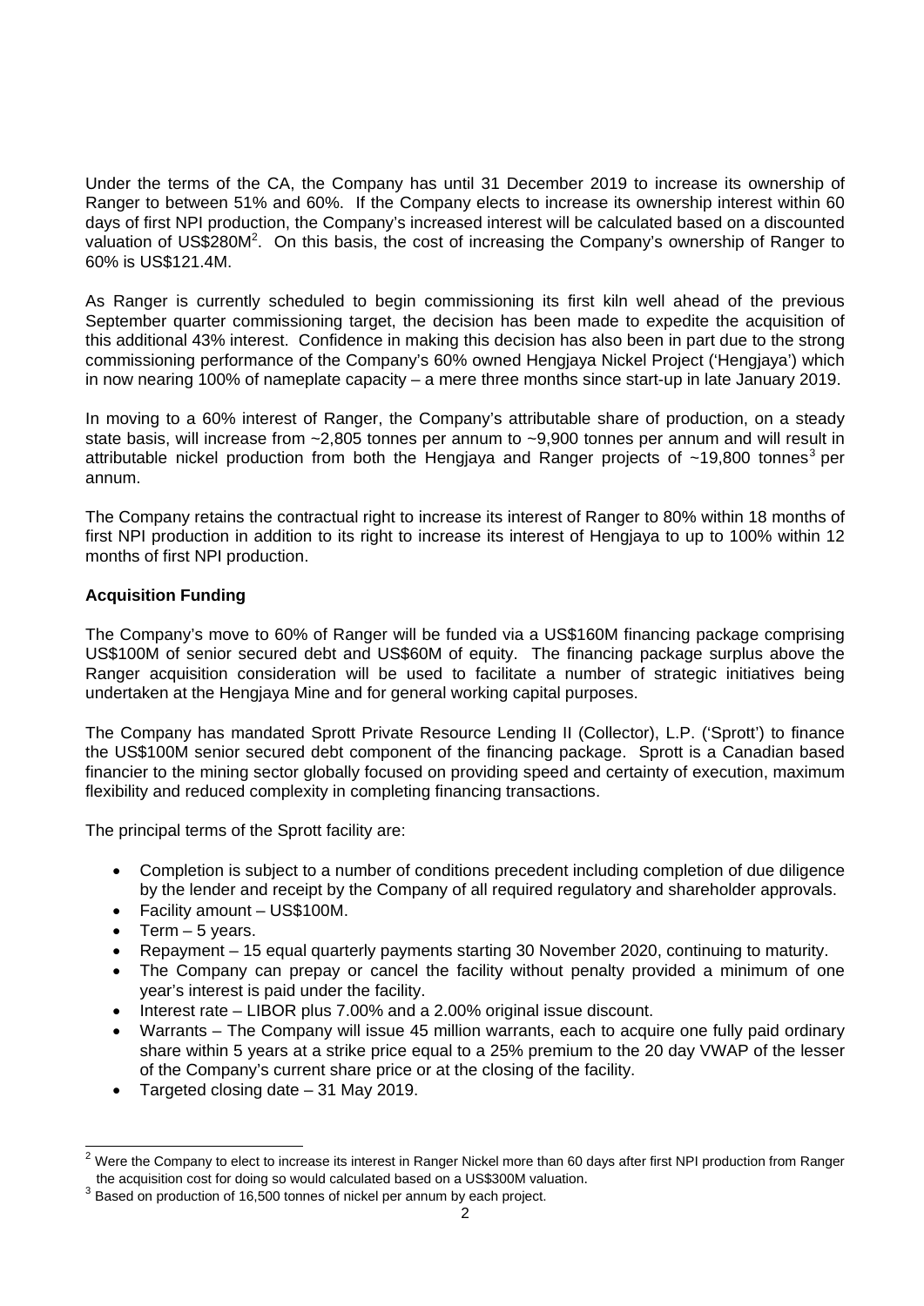Under the terms of the CA, the Company has until 31 December 2019 to increase its ownership of Ranger to between 51% and 60%. If the Company elects to increase its ownership interest within 60 days of first NPI production, the Company's increased interest will be calculated based on a discounted valuation of US$280M[2]. On this basis, the cost of increasing the Company's ownership of Ranger to 60% is US$121.4M.

As Ranger is currently scheduled to begin commissioning its first kiln well ahead of the previous September quarter commissioning target, the decision has been made to expedite the acquisition of this additional 43% interest. Confidence in making this decision has also been in part due to the strong commissioning performance of the Company's 60% owned Hengjaya Nickel Project ('Hengjaya') which in now nearing 100% of nameplate capacity – a mere three months since start-up in late January 2019.

In moving to a 60% interest of Ranger, the Company's attributable share of production, on a steady state basis, will increase from ~2,805 tonnes per annum to ~9,900 tonnes per annum and will result in attributable nickel production from both the Hengjaya and Ranger projects of ~19,800 tonnes[3] per annum.

The Company retains the contractual right to increase its interest of Ranger to 80% within 18 months of first NPI production in addition to its right to increase its interest of Hengjaya to up to 100% within 12 months of first NPI production.

**Acquisition Funding**

The Company's move to 60% of Ranger will be funded via a US$160M financing package comprising US$100M of senior secured debt and US$60M of equity. The financing package surplus above the Ranger acquisition consideration will be used to facilitate a number of strategic initiatives being undertaken at the Hengjaya Mine and for general working capital purposes.

The Company has mandated Sprott Private Resource Lending II (Collector), L.P. ('Sprott') to finance the US$100M senior secured debt component of the financing package. Sprott is a Canadian based financier to the mining sector globally focused on providing speed and certainty of execution, maximum flexibility and reduced complexity in completing financing transactions.

The principal terms of the Sprott facility are:

- Completion is subject to a number of conditions precedent including completion of due diligence by the lender and receipt by the Company of all required regulatory and shareholder approvals.
- Facility amount – US$100M.
- Term – 5 years.
- Repayment – 15 equal quarterly payments starting 30 November 2020, continuing to maturity.
- The Company can prepay or cancel the facility without penalty provided a minimum of one year's interest is paid under the facility.
- Interest rate – LIBOR plus 7.00% and a 2.00% original issue discount.
- Warrants – The Company will issue 45 million warrants, each to acquire one fully paid ordinary share within 5 years at a strike price equal to a 25% premium to the 20 day VWAP of the lesser of the Company's current share price or at the closing of the facility.
- Targeted closing date – 31 May 2019.

---

[2] Were the Company to elect to increase its interest in Ranger Nickel more than 60 days after first NPI production from Ranger the acquisition cost for doing so would calculated based on a US$300M valuation.

[3] Based on production of 16,500 tonnes of nickel per annum by each project.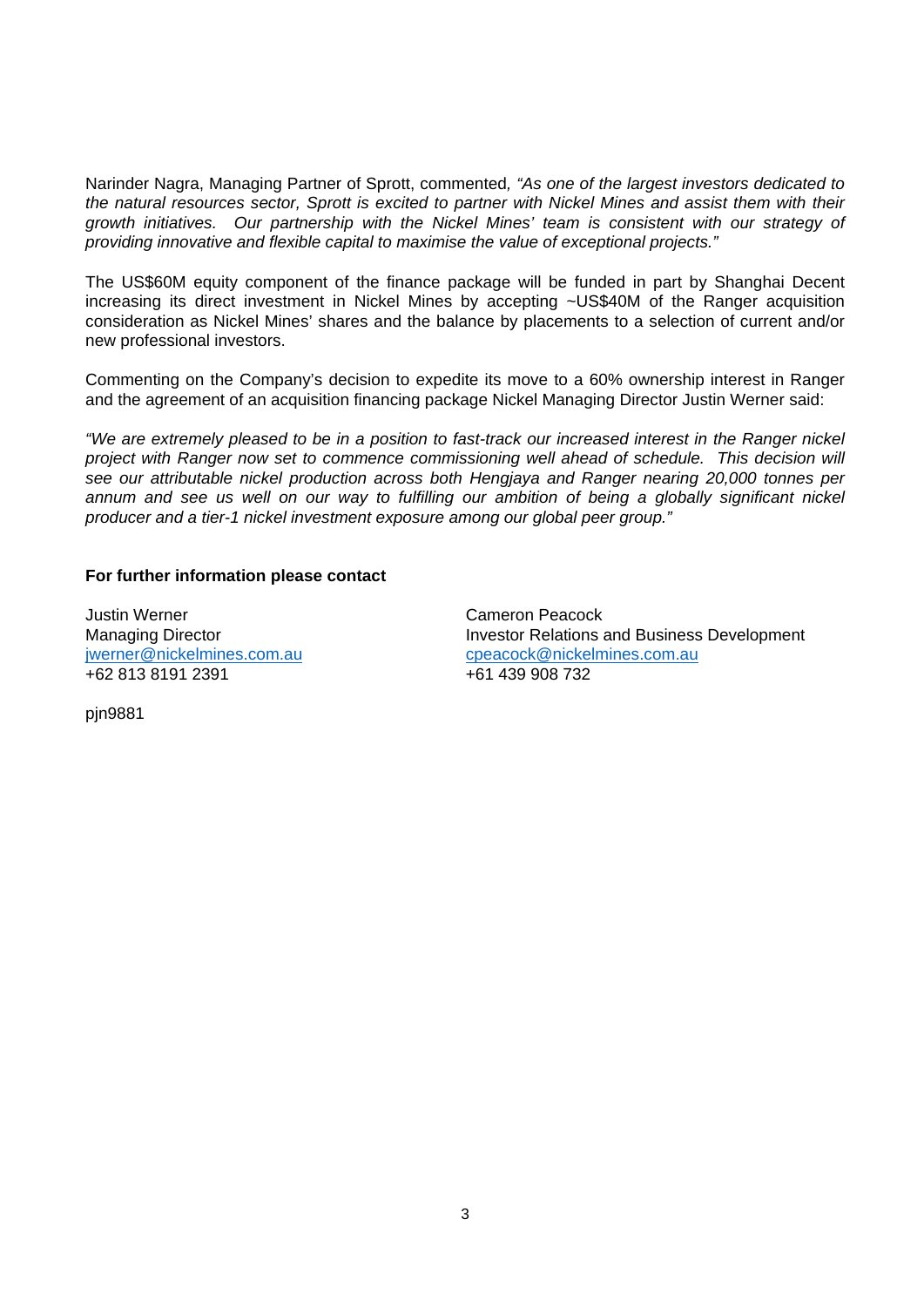Narinder Nagra, Managing Partner of Sprott, commented*, "As one of the largest investors dedicated to the natural resources sector, Sprott is excited to partner with Nickel Mines and assist them with their growth initiatives. Our partnership with the Nickel Mines' team is consistent with our strategy of providing innovative and flexible capital to maximise the value of exceptional projects."*

The US$60M equity component of the finance package will be funded in part by Shanghai Decent increasing its direct investment in Nickel Mines by accepting ~US$40M of the Ranger acquisition consideration as Nickel Mines' shares and the balance by placements to a selection of current and/or new professional investors.

Commenting on the Company's decision to expedite its move to a 60% ownership interest in Ranger and the agreement of an acquisition financing package Nickel Managing Director Justin Werner said:

*"We are extremely pleased to be in a position to fast-track our increased interest in the Ranger nickel project with Ranger now set to commence commissioning well ahead of schedule. This decision will see our attributable nickel production across both Hengjaya and Ranger nearing 20,000 tonnes per annum and see us well on our way to fulfilling our ambition of being a globally significant nickel producer and a tier-1 nickel investment exposure among our global peer group."*

**For further information please contact**

Justin Werner
Managing Director
jwerner@nickelmines.com.au
+62 813 8191 2391

Cameron Peacock
Investor Relations and Business Development
cpeacock@nickelmines.com.au
+61 439 908 732

pjn9881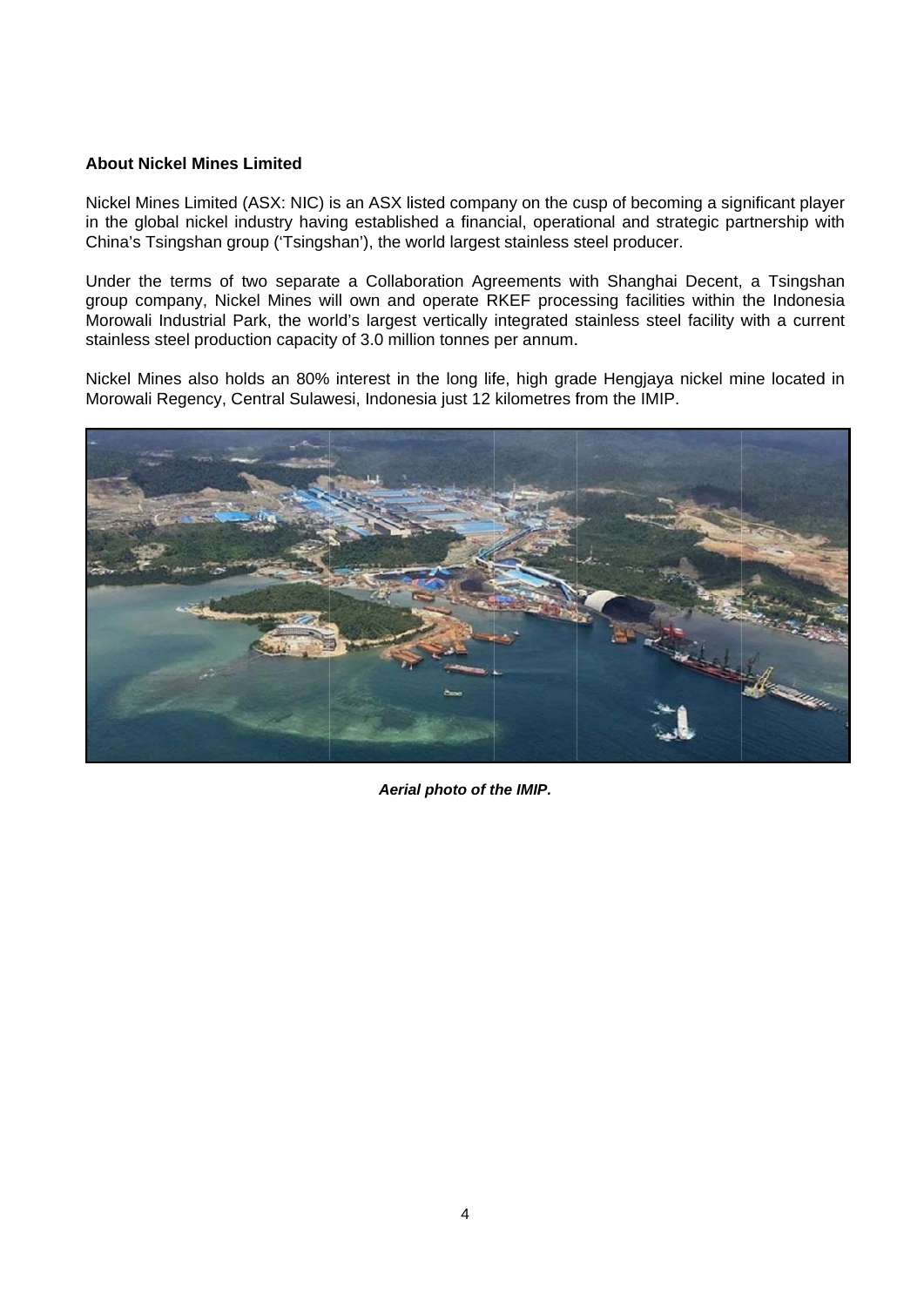**About Nickel Mines Limited**

Nickel Mines Limited (ASX: NIC) is an ASX listed company on the cusp of becoming a significant player in the global nickel industry having established a financial, operational and strategic partnership with China's Tsingshan group ('Tsingshan'), the world largest stainless steel producer.

Under the terms of two separate a Collaboration Agreements with Shanghai Decent, a Tsingshan group company, Nickel Mines will own and operate RKEF processing facilities within the Indonesia Morowali Industrial Park, the world's largest vertically integrated stainless steel facility with a current stainless steel production capacity of 3.0 million tonnes per annum.

Nickel Mines also holds an 80% interest in the long life, high grade Hengjaya nickel mine located in Morowali Regency, Central Sulawesi, Indonesia just 12 kilometres from the IMIP.

***Aerial photo of the IMIP.***